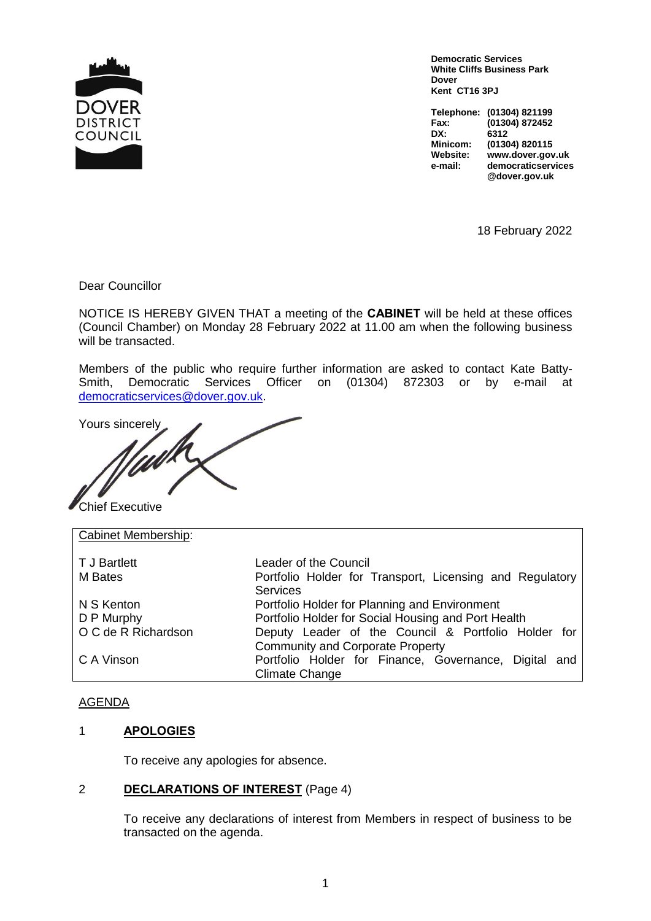**Democratic Services**
**White Cliffs Business Park**
**Dover**
**Kent CT16 3PJ**

| | |
|---|---|
| **Telephone:** | **(01304) 821199** |
| **Fax:** | **(01304) 872452** |
| **DX:** | **6312** |
| **Minicom:** | **(01304) 820115** |
| **Website:** | **www.dover.gov.uk** |
| **e-mail:** | **democraticservices @dover.gov.uk** |

18 February 2022

Dear Councillor

NOTICE IS HEREBY GIVEN THAT a meeting of the **CABINET** will be held at these offices (Council Chamber) on Monday 28 February 2022 at 11.00 am when the following business will be transacted.

Members of the public who require further information are asked to contact Kate Batty-Smith, Democratic Services Officer on (01304) 872303 or by e-mail at democraticservices@dover.gov.uk.

Yours sincerely

Chief Executive

| Cabinet Membership: | |
|---|---|
| T J Bartlett | Leader of the Council |
| M Bates | Portfolio Holder for Transport, Licensing and Regulatory Services |
| N S Kenton | Portfolio Holder for Planning and Environment |
| D P Murphy | Portfolio Holder for Social Housing and Port Health |
| O C de R Richardson | Deputy Leader of the Council & Portfolio Holder for Community and Corporate Property |
| C A Vinson | Portfolio Holder for Finance, Governance, Digital and Climate Change |

AGENDA

1 **APOLOGIES**

To receive any apologies for absence.

2 **DECLARATIONS OF INTEREST** (Page 4)

To receive any declarations of interest from Members in respect of business to be transacted on the agenda.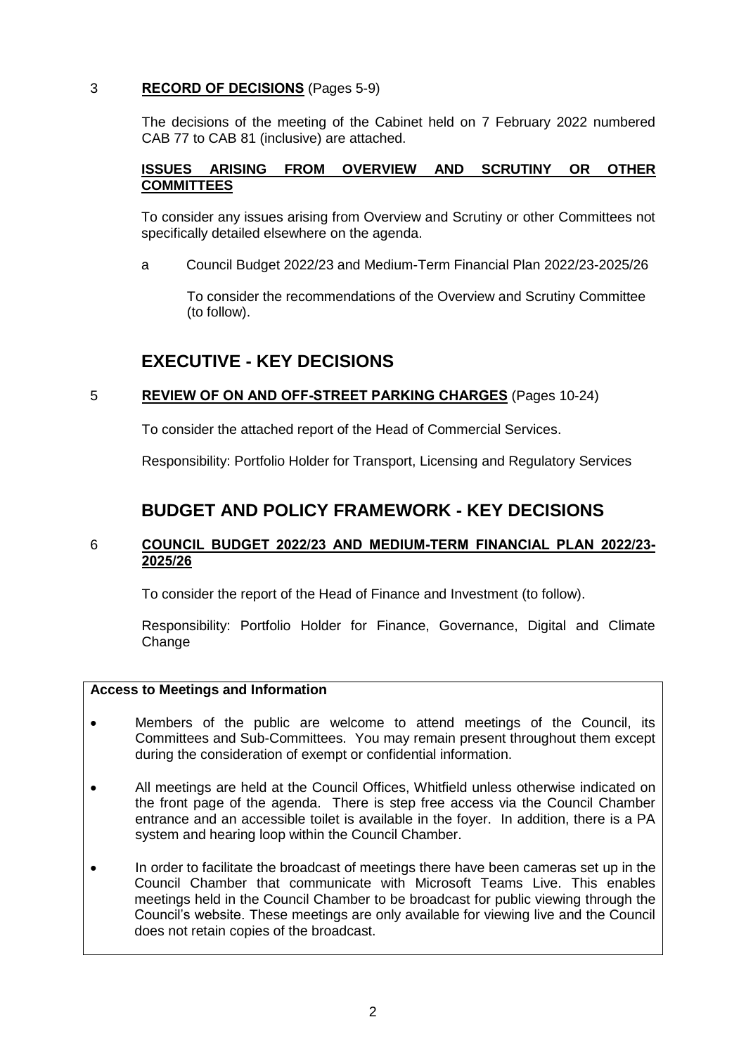3 **RECORD OF DECISIONS** (Pages 5-9)

The decisions of the meeting of the Cabinet held on 7 February 2022 numbered CAB 77 to CAB 81 (inclusive) are attached.

**ISSUES ARISING FROM OVERVIEW AND SCRUTINY OR OTHER COMMITTEES**

To consider any issues arising from Overview and Scrutiny or other Committees not specifically detailed elsewhere on the agenda.

a Council Budget 2022/23 and Medium-Term Financial Plan 2022/23-2025/26

To consider the recommendations of the Overview and Scrutiny Committee (to follow).

## EXECUTIVE - KEY DECISIONS

5 **REVIEW OF ON AND OFF-STREET PARKING CHARGES** (Pages 10-24)

To consider the attached report of the Head of Commercial Services.

Responsibility: Portfolio Holder for Transport, Licensing and Regulatory Services

## BUDGET AND POLICY FRAMEWORK - KEY DECISIONS

6 **COUNCIL BUDGET 2022/23 AND MEDIUM-TERM FINANCIAL PLAN 2022/23-2025/26**

To consider the report of the Head of Finance and Investment (to follow).

Responsibility: Portfolio Holder for Finance, Governance, Digital and Climate Change

**Access to Meetings and Information**

- Members of the public are welcome to attend meetings of the Council, its Committees and Sub-Committees. You may remain present throughout them except during the consideration of exempt or confidential information.
- All meetings are held at the Council Offices, Whitfield unless otherwise indicated on the front page of the agenda. There is step free access via the Council Chamber entrance and an accessible toilet is available in the foyer. In addition, there is a PA system and hearing loop within the Council Chamber.
- In order to facilitate the broadcast of meetings there have been cameras set up in the Council Chamber that communicate with Microsoft Teams Live. This enables meetings held in the Council Chamber to be broadcast for public viewing through the Council's website. These meetings are only available for viewing live and the Council does not retain copies of the broadcast.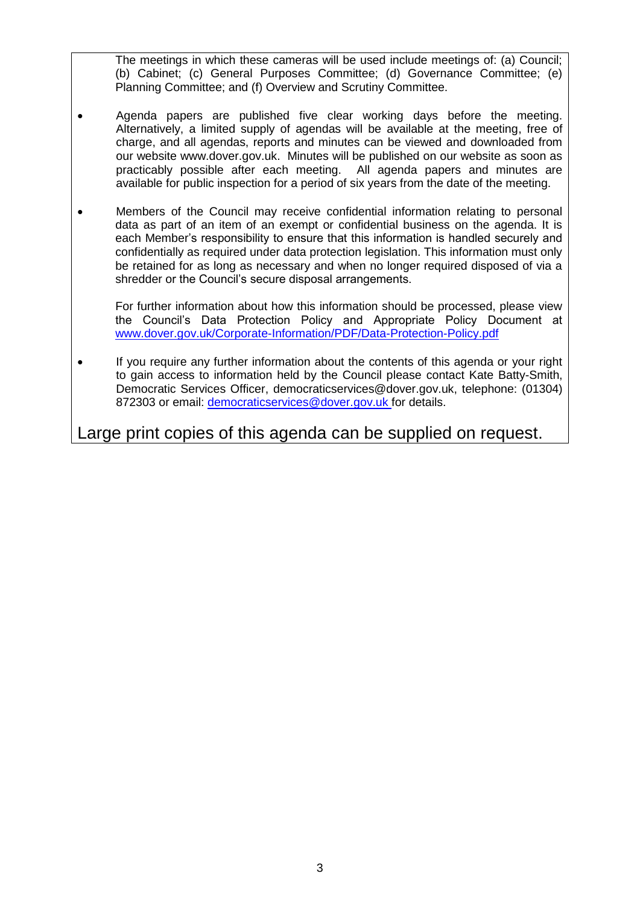The meetings in which these cameras will be used include meetings of: (a) Council; (b) Cabinet; (c) General Purposes Committee; (d) Governance Committee; (e) Planning Committee; and (f) Overview and Scrutiny Committee.

- Agenda papers are published five clear working days before the meeting. Alternatively, a limited supply of agendas will be available at the meeting, free of charge, and all agendas, reports and minutes can be viewed and downloaded from our website www.dover.gov.uk. Minutes will be published on our website as soon as practicably possible after each meeting. All agenda papers and minutes are available for public inspection for a period of six years from the date of the meeting.

- Members of the Council may receive confidential information relating to personal data as part of an item of an exempt or confidential business on the agenda. It is each Member's responsibility to ensure that this information is handled securely and confidentially as required under data protection legislation. This information must only be retained for as long as necessary and when no longer required disposed of via a shredder or the Council's secure disposal arrangements.

  For further information about how this information should be processed, please view the Council's Data Protection Policy and Appropriate Policy Document at www.dover.gov.uk/Corporate-Information/PDF/Data-Protection-Policy.pdf

- If you require any further information about the contents of this agenda or your right to gain access to information held by the Council please contact Kate Batty-Smith, Democratic Services Officer, democraticservices@dover.gov.uk, telephone: (01304) 872303 or email: democraticservices@dover.gov.uk for details.

Large print copies of this agenda can be supplied on request.